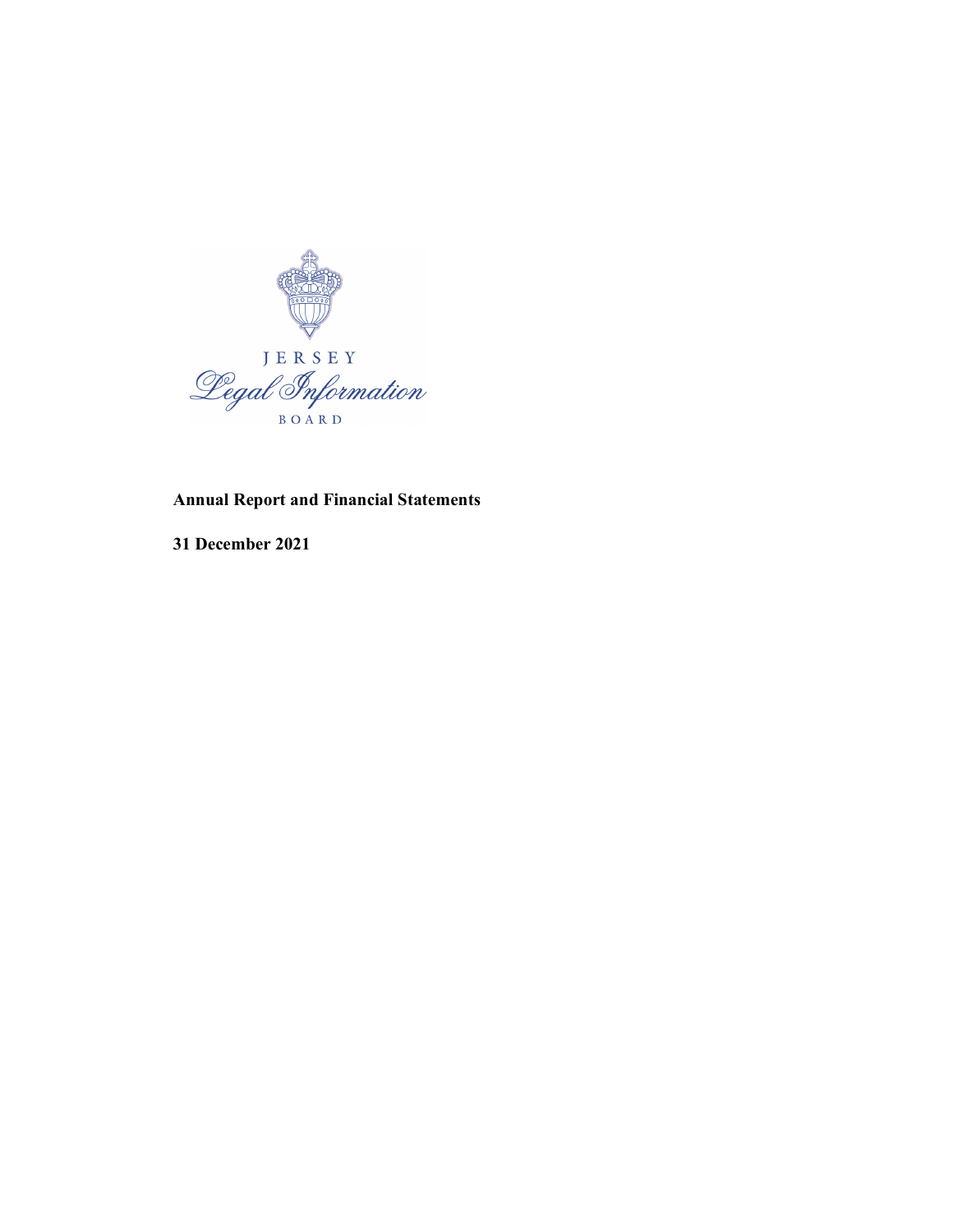JERSEY

Legal Information

BOARD

**Annual Report and Financial Statements**

**31 December 2021**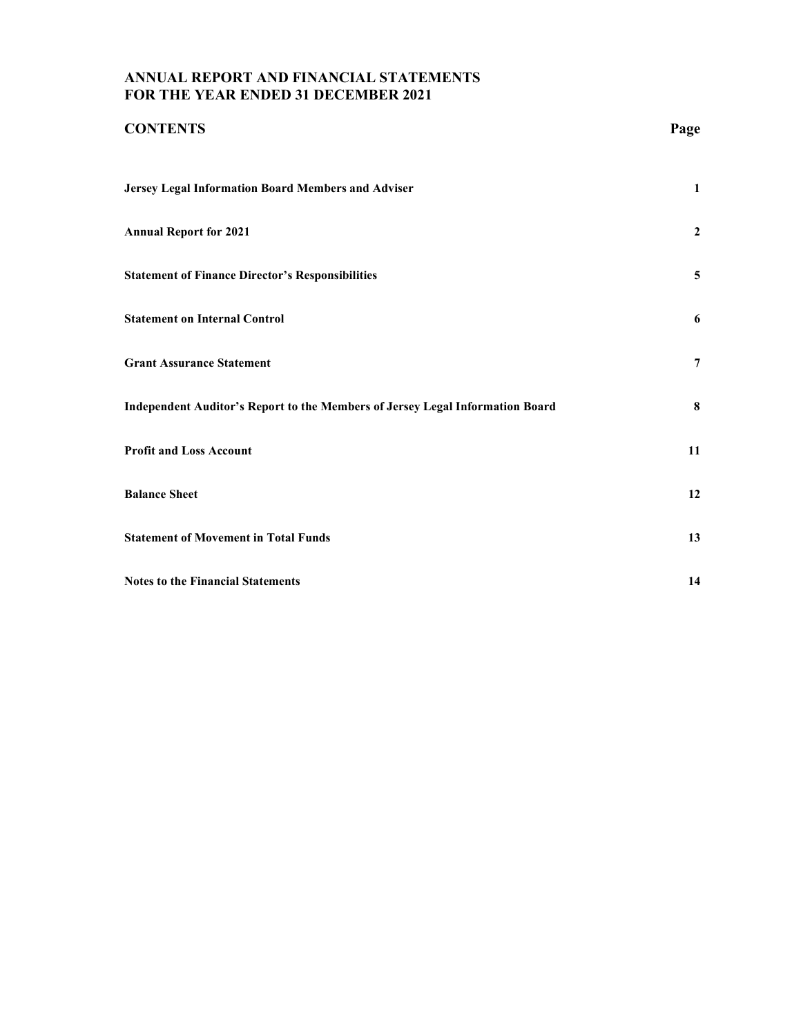# ANNUAL REPORT AND FINANCIAL STATEMENTS FOR THE YEAR ENDED 31 DECEMBER 2021

| CONTENTS | Page |
|---|---|
| **Jersey Legal Information Board Members and Adviser** | **1** |
| **Annual Report for 2021** | **2** |
| **Statement of Finance Director's Responsibilities** | **5** |
| **Statement on Internal Control** | **6** |
| **Grant Assurance Statement** | **7** |
| **Independent Auditor's Report to the Members of Jersey Legal Information Board** | **8** |
| **Profit and Loss Account** | **11** |
| **Balance Sheet** | **12** |
| **Statement of Movement in Total Funds** | **13** |
| **Notes to the Financial Statements** | **14** |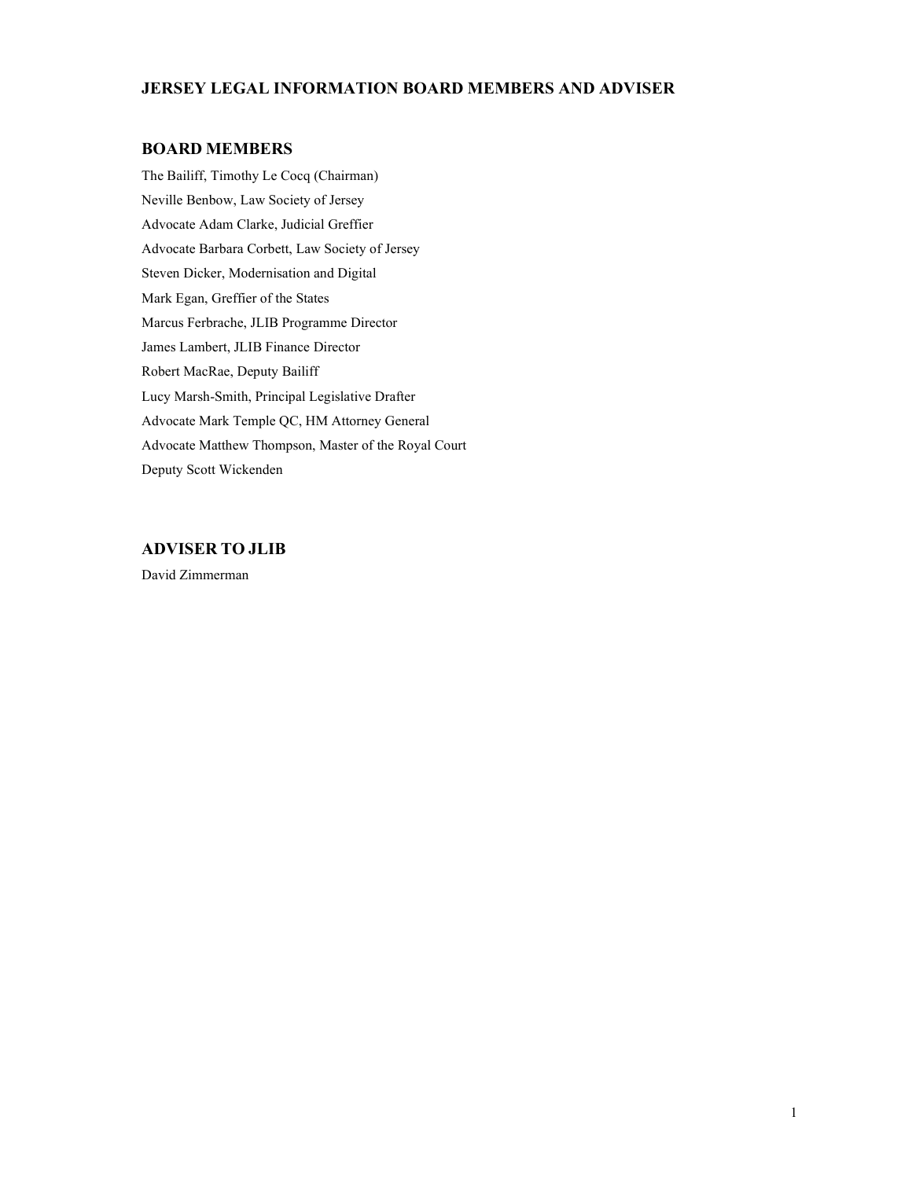# JERSEY LEGAL INFORMATION BOARD MEMBERS AND ADVISER

## BOARD MEMBERS

The Bailiff, Timothy Le Cocq (Chairman)
Neville Benbow, Law Society of Jersey
Advocate Adam Clarke, Judicial Greffier
Advocate Barbara Corbett, Law Society of Jersey
Steven Dicker, Modernisation and Digital
Mark Egan, Greffier of the States
Marcus Ferbrache, JLIB Programme Director
James Lambert, JLIB Finance Director
Robert MacRae, Deputy Bailiff
Lucy Marsh-Smith, Principal Legislative Drafter
Advocate Mark Temple QC, HM Attorney General
Advocate Matthew Thompson, Master of the Royal Court
Deputy Scott Wickenden

## ADVISER TO JLIB

David Zimmerman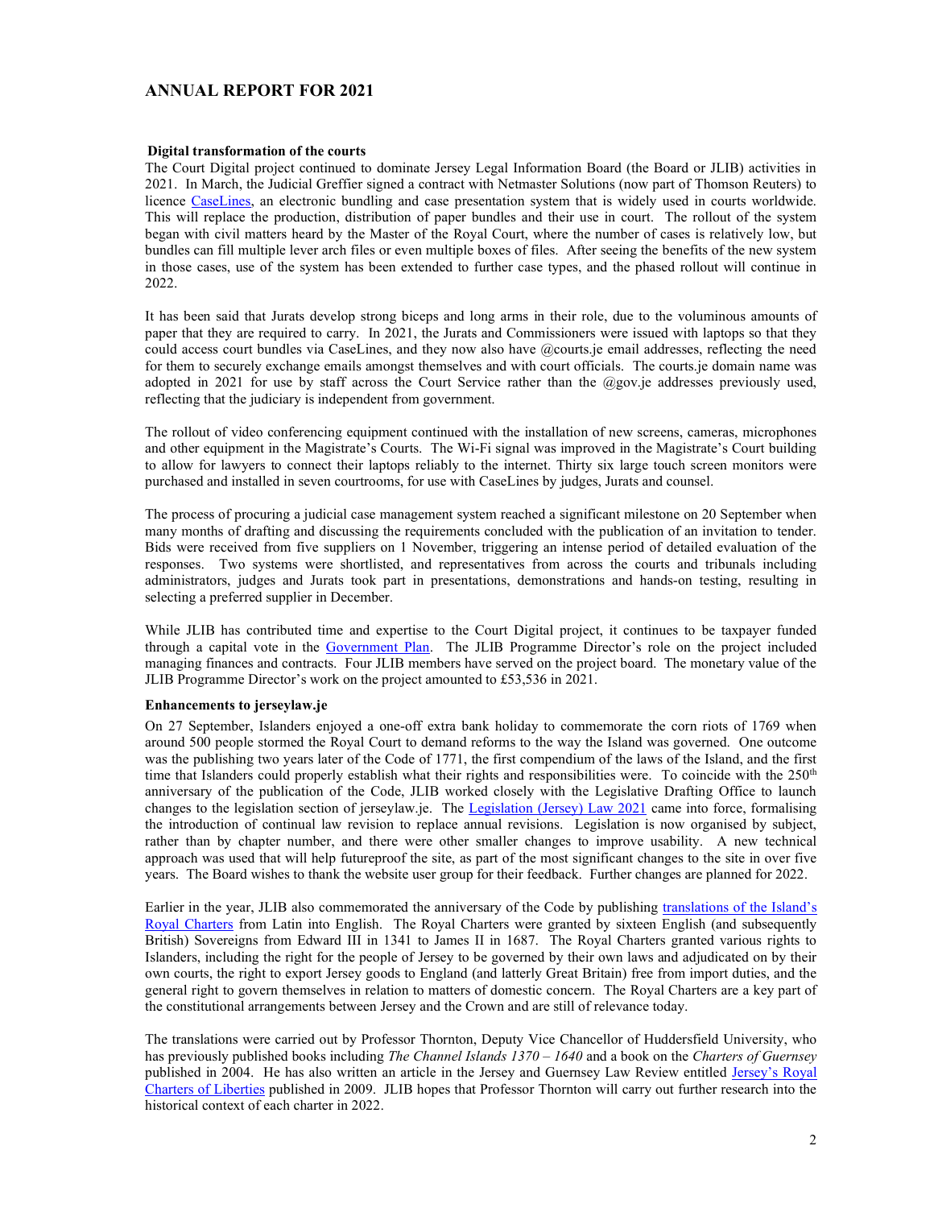# ANNUAL REPORT FOR 2021

### Digital transformation of the courts

The Court Digital project continued to dominate Jersey Legal Information Board (the Board or JLIB) activities in 2021. In March, the Judicial Greffier signed a contract with Netmaster Solutions (now part of Thomson Reuters) to licence CaseLines, an electronic bundling and case presentation system that is widely used in courts worldwide. This will replace the production, distribution of paper bundles and their use in court. The rollout of the system began with civil matters heard by the Master of the Royal Court, where the number of cases is relatively low, but bundles can fill multiple lever arch files or even multiple boxes of files. After seeing the benefits of the new system in those cases, use of the system has been extended to further case types, and the phased rollout will continue in 2022.

It has been said that Jurats develop strong biceps and long arms in their role, due to the voluminous amounts of paper that they are required to carry. In 2021, the Jurats and Commissioners were issued with laptops so that they could access court bundles via CaseLines, and they now also have @courts.je email addresses, reflecting the need for them to securely exchange emails amongst themselves and with court officials. The courts.je domain name was adopted in 2021 for use by staff across the Court Service rather than the @gov.je addresses previously used, reflecting that the judiciary is independent from government.

The rollout of video conferencing equipment continued with the installation of new screens, cameras, microphones and other equipment in the Magistrate's Courts. The Wi-Fi signal was improved in the Magistrate's Court building to allow for lawyers to connect their laptops reliably to the internet. Thirty six large touch screen monitors were purchased and installed in seven courtrooms, for use with CaseLines by judges, Jurats and counsel.

The process of procuring a judicial case management system reached a significant milestone on 20 September when many months of drafting and discussing the requirements concluded with the publication of an invitation to tender. Bids were received from five suppliers on 1 November, triggering an intense period of detailed evaluation of the responses. Two systems were shortlisted, and representatives from across the courts and tribunals including administrators, judges and Jurats took part in presentations, demonstrations and hands-on testing, resulting in selecting a preferred supplier in December.

While JLIB has contributed time and expertise to the Court Digital project, it continues to be taxpayer funded through a capital vote in the Government Plan. The JLIB Programme Director's role on the project included managing finances and contracts. Four JLIB members have served on the project board. The monetary value of the JLIB Programme Director's work on the project amounted to £53,536 in 2021.

### Enhancements to jerseylaw.je

On 27 September, Islanders enjoyed a one-off extra bank holiday to commemorate the corn riots of 1769 when around 500 people stormed the Royal Court to demand reforms to the way the Island was governed. One outcome was the publishing two years later of the Code of 1771, the first compendium of the laws of the Island, and the first time that Islanders could properly establish what their rights and responsibilities were. To coincide with the 250th anniversary of the publication of the Code, JLIB worked closely with the Legislative Drafting Office to launch changes to the legislation section of jerseylaw.je. The Legislation (Jersey) Law 2021 came into force, formalising the introduction of continual law revision to replace annual revisions. Legislation is now organised by subject, rather than by chapter number, and there were other smaller changes to improve usability. A new technical approach was used that will help futureproof the site, as part of the most significant changes to the site in over five years. The Board wishes to thank the website user group for their feedback. Further changes are planned for 2022.

Earlier in the year, JLIB also commemorated the anniversary of the Code by publishing translations of the Island's Royal Charters from Latin into English. The Royal Charters were granted by sixteen English (and subsequently British) Sovereigns from Edward III in 1341 to James II in 1687. The Royal Charters granted various rights to Islanders, including the right for the people of Jersey to be governed by their own laws and adjudicated on by their own courts, the right to export Jersey goods to England (and latterly Great Britain) free from import duties, and the general right to govern themselves in relation to matters of domestic concern. The Royal Charters are a key part of the constitutional arrangements between Jersey and the Crown and are still of relevance today.

The translations were carried out by Professor Thornton, Deputy Vice Chancellor of Huddersfield University, who has previously published books including *The Channel Islands 1370 – 1640* and a book on the *Charters of Guernsey* published in 2004. He has also written an article in the Jersey and Guernsey Law Review entitled Jersey's Royal Charters of Liberties published in 2009. JLIB hopes that Professor Thornton will carry out further research into the historical context of each charter in 2022.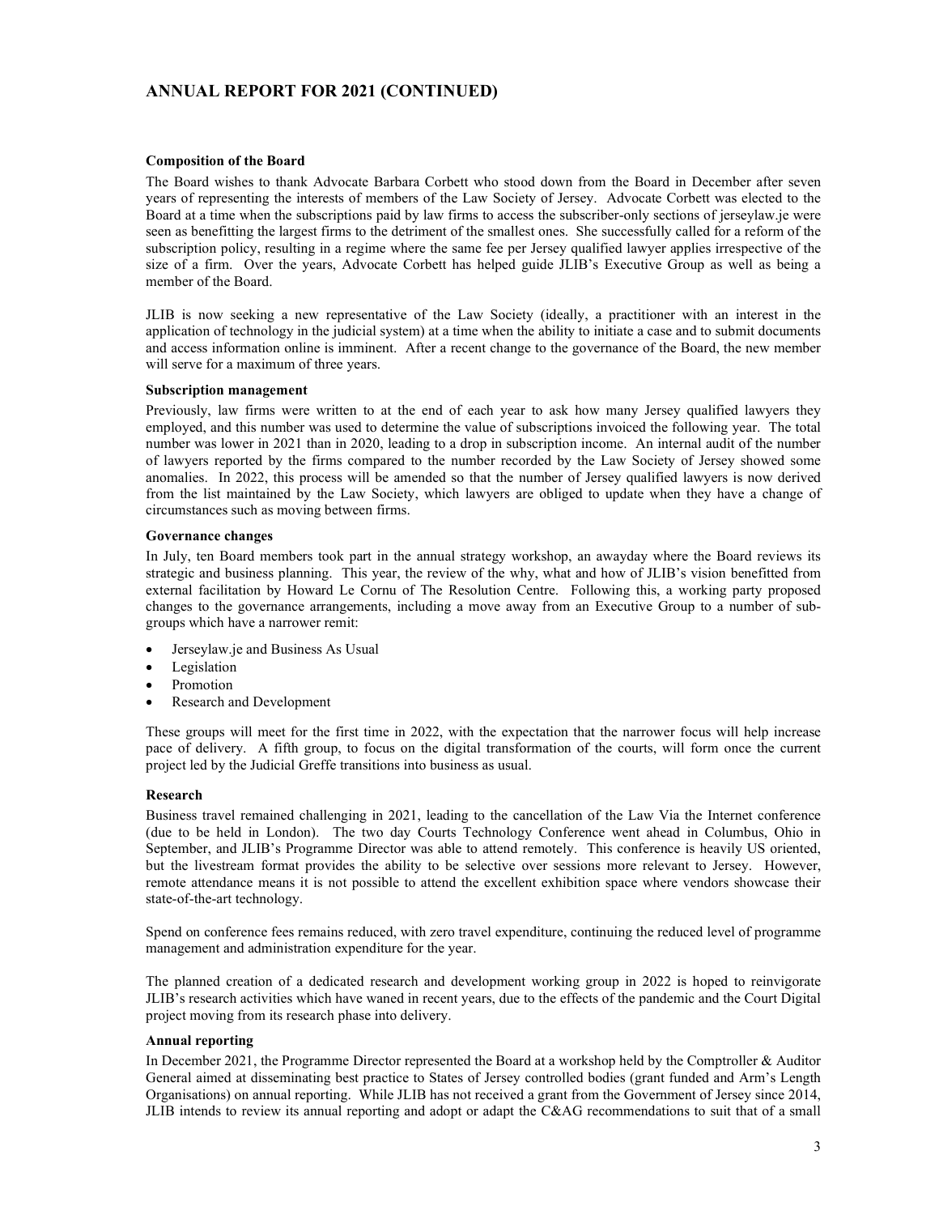## ANNUAL REPORT FOR 2021 (CONTINUED)

**Composition of the Board**

The Board wishes to thank Advocate Barbara Corbett who stood down from the Board in December after seven years of representing the interests of members of the Law Society of Jersey. Advocate Corbett was elected to the Board at a time when the subscriptions paid by law firms to access the subscriber-only sections of jerseylaw.je were seen as benefitting the largest firms to the detriment of the smallest ones. She successfully called for a reform of the subscription policy, resulting in a regime where the same fee per Jersey qualified lawyer applies irrespective of the size of a firm. Over the years, Advocate Corbett has helped guide JLIB's Executive Group as well as being a member of the Board.

JLIB is now seeking a new representative of the Law Society (ideally, a practitioner with an interest in the application of technology in the judicial system) at a time when the ability to initiate a case and to submit documents and access information online is imminent. After a recent change to the governance of the Board, the new member will serve for a maximum of three years.

**Subscription management**

Previously, law firms were written to at the end of each year to ask how many Jersey qualified lawyers they employed, and this number was used to determine the value of subscriptions invoiced the following year. The total number was lower in 2021 than in 2020, leading to a drop in subscription income. An internal audit of the number of lawyers reported by the firms compared to the number recorded by the Law Society of Jersey showed some anomalies. In 2022, this process will be amended so that the number of Jersey qualified lawyers is now derived from the list maintained by the Law Society, which lawyers are obliged to update when they have a change of circumstances such as moving between firms.

**Governance changes**

In July, ten Board members took part in the annual strategy workshop, an awayday where the Board reviews its strategic and business planning. This year, the review of the why, what and how of JLIB's vision benefitted from external facilitation by Howard Le Cornu of The Resolution Centre. Following this, a working party proposed changes to the governance arrangements, including a move away from an Executive Group to a number of sub-groups which have a narrower remit:

- Jerseylaw.je and Business As Usual
- Legislation
- Promotion
- Research and Development

These groups will meet for the first time in 2022, with the expectation that the narrower focus will help increase pace of delivery. A fifth group, to focus on the digital transformation of the courts, will form once the current project led by the Judicial Greffe transitions into business as usual.

**Research**

Business travel remained challenging in 2021, leading to the cancellation of the Law Via the Internet conference (due to be held in London). The two day Courts Technology Conference went ahead in Columbus, Ohio in September, and JLIB's Programme Director was able to attend remotely. This conference is heavily US oriented, but the livestream format provides the ability to be selective over sessions more relevant to Jersey. However, remote attendance means it is not possible to attend the excellent exhibition space where vendors showcase their state-of-the-art technology.

Spend on conference fees remains reduced, with zero travel expenditure, continuing the reduced level of programme management and administration expenditure for the year.

The planned creation of a dedicated research and development working group in 2022 is hoped to reinvigorate JLIB's research activities which have waned in recent years, due to the effects of the pandemic and the Court Digital project moving from its research phase into delivery.

**Annual reporting**

In December 2021, the Programme Director represented the Board at a workshop held by the Comptroller & Auditor General aimed at disseminating best practice to States of Jersey controlled bodies (grant funded and Arm's Length Organisations) on annual reporting. While JLIB has not received a grant from the Government of Jersey since 2014, JLIB intends to review its annual reporting and adopt or adapt the C&AG recommendations to suit that of a small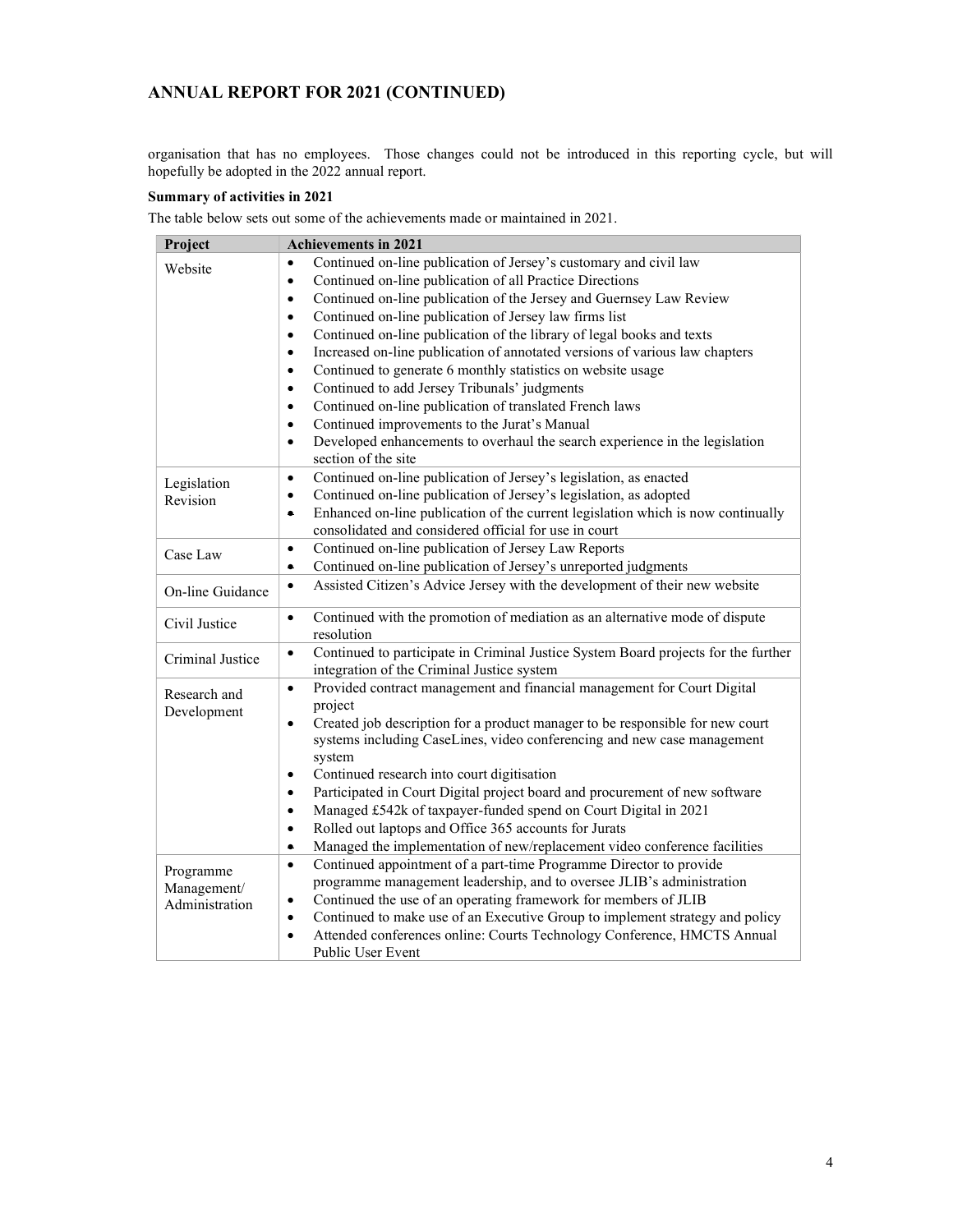organisation that has no employees. Those changes could not be introduced in this reporting cycle, but will hopefully be adopted in the 2022 annual report.

**Summary of activities in 2021**

The table below sets out some of the achievements made or maintained in 2021.

| Project | Achievements in 2021 |
|---|---|
| Website | • Continued on-line publication of Jersey's customary and civil law<br>• Continued on-line publication of all Practice Directions<br>• Continued on-line publication of the Jersey and Guernsey Law Review<br>• Continued on-line publication of Jersey law firms list<br>• Continued on-line publication of the library of legal books and texts<br>• Increased on-line publication of annotated versions of various law chapters<br>• Continued to generate 6 monthly statistics on website usage<br>• Continued to add Jersey Tribunals' judgments<br>• Continued on-line publication of translated French laws<br>• Continued improvements to the Jurat's Manual<br>• Developed enhancements to overhaul the search experience in the legislation section of the site |
| Legislation Revision | • Continued on-line publication of Jersey's legislation, as enacted<br>• Continued on-line publication of Jersey's legislation, as adopted<br>• Enhanced on-line publication of the current legislation which is now continually consolidated and considered official for use in court |
| Case Law | • Continued on-line publication of Jersey Law Reports<br>• Continued on-line publication of Jersey's unreported judgments |
| On-line Guidance | • Assisted Citizen's Advice Jersey with the development of their new website |
| Civil Justice | • Continued with the promotion of mediation as an alternative mode of dispute resolution |
| Criminal Justice | • Continued to participate in Criminal Justice System Board projects for the further integration of the Criminal Justice system |
| Research and Development | • Provided contract management and financial management for Court Digital project<br>• Created job description for a product manager to be responsible for new court systems including CaseLines, video conferencing and new case management system<br>• Continued research into court digitisation<br>• Participated in Court Digital project board and procurement of new software<br>• Managed £542k of taxpayer-funded spend on Court Digital in 2021<br>• Rolled out laptops and Office 365 accounts for Jurats<br>• Managed the implementation of new/replacement video conference facilities |
| Programme Management/ Administration | • Continued appointment of a part-time Programme Director to provide programme management leadership, and to oversee JLIB's administration<br>• Continued the use of an operating framework for members of JLIB<br>• Continued to make use of an Executive Group to implement strategy and policy<br>• Attended conferences online: Courts Technology Conference, HMCTS Annual Public User Event |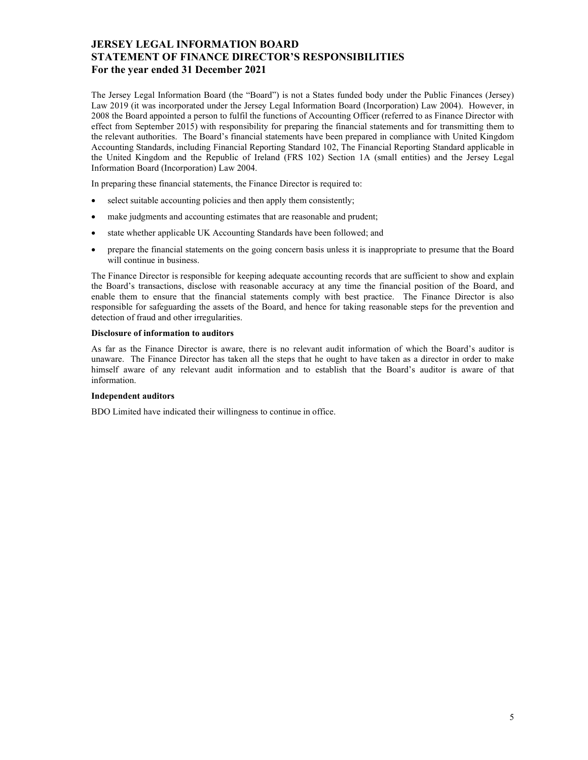# JERSEY LEGAL INFORMATION BOARD
# STATEMENT OF FINANCE DIRECTOR'S RESPONSIBILITIES
## For the year ended 31 December 2021

The Jersey Legal Information Board (the "Board") is not a States funded body under the Public Finances (Jersey) Law 2019 (it was incorporated under the Jersey Legal Information Board (Incorporation) Law 2004). However, in 2008 the Board appointed a person to fulfil the functions of Accounting Officer (referred to as Finance Director with effect from September 2015) with responsibility for preparing the financial statements and for transmitting them to the relevant authorities. The Board's financial statements have been prepared in compliance with United Kingdom Accounting Standards, including Financial Reporting Standard 102, The Financial Reporting Standard applicable in the United Kingdom and the Republic of Ireland (FRS 102) Section 1A (small entities) and the Jersey Legal Information Board (Incorporation) Law 2004.

In preparing these financial statements, the Finance Director is required to:

- select suitable accounting policies and then apply them consistently;
- make judgments and accounting estimates that are reasonable and prudent;
- state whether applicable UK Accounting Standards have been followed; and
- prepare the financial statements on the going concern basis unless it is inappropriate to presume that the Board will continue in business.

The Finance Director is responsible for keeping adequate accounting records that are sufficient to show and explain the Board's transactions, disclose with reasonable accuracy at any time the financial position of the Board, and enable them to ensure that the financial statements comply with best practice. The Finance Director is also responsible for safeguarding the assets of the Board, and hence for taking reasonable steps for the prevention and detection of fraud and other irregularities.

**Disclosure of information to auditors**

As far as the Finance Director is aware, there is no relevant audit information of which the Board's auditor is unaware. The Finance Director has taken all the steps that he ought to have taken as a director in order to make himself aware of any relevant audit information and to establish that the Board's auditor is aware of that information.

**Independent auditors**

BDO Limited have indicated their willingness to continue in office.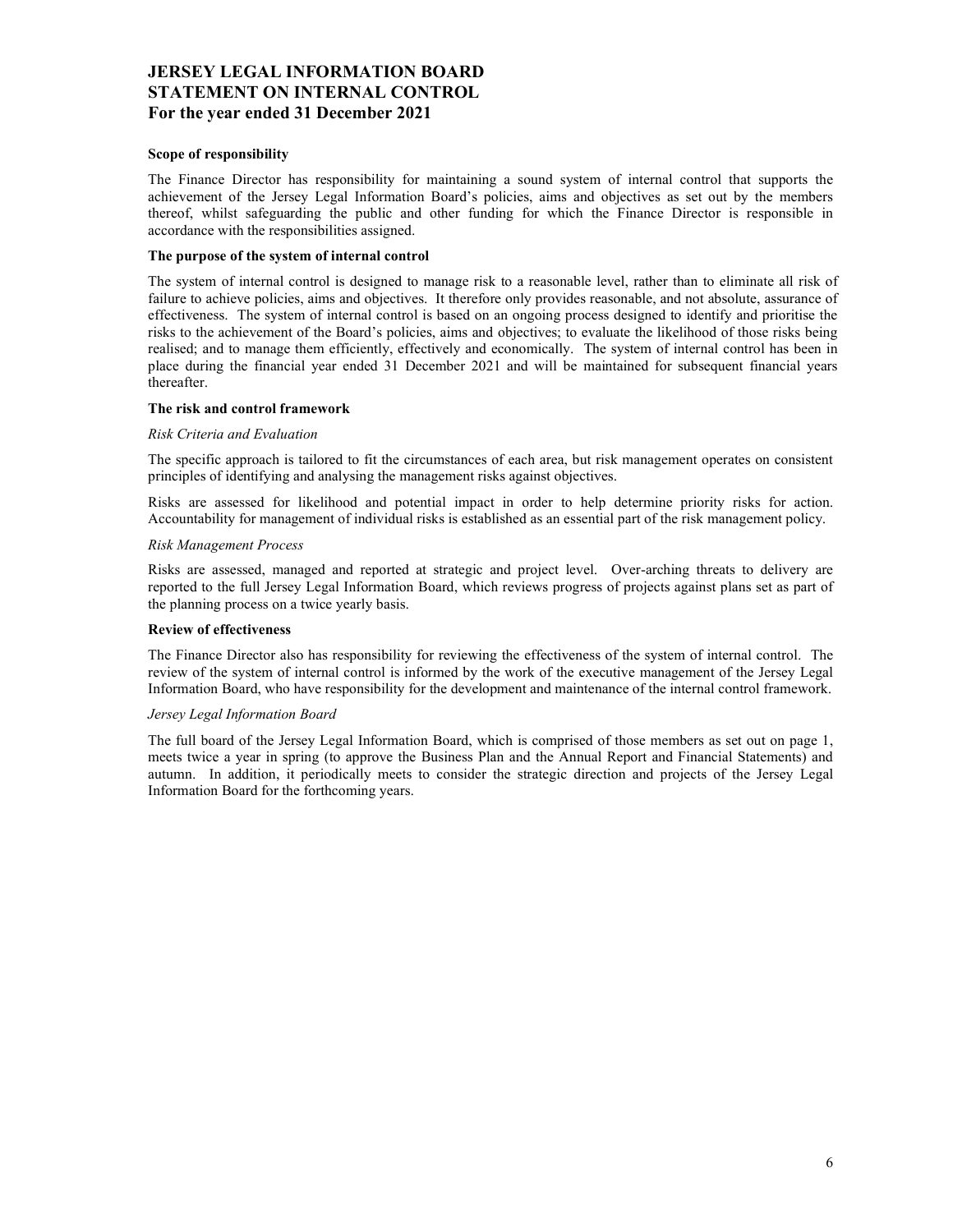# JERSEY LEGAL INFORMATION BOARD
# STATEMENT ON INTERNAL CONTROL
## For the year ended 31 December 2021

**Scope of responsibility**

The Finance Director has responsibility for maintaining a sound system of internal control that supports the achievement of the Jersey Legal Information Board's policies, aims and objectives as set out by the members thereof, whilst safeguarding the public and other funding for which the Finance Director is responsible in accordance with the responsibilities assigned.

**The purpose of the system of internal control**

The system of internal control is designed to manage risk to a reasonable level, rather than to eliminate all risk of failure to achieve policies, aims and objectives. It therefore only provides reasonable, and not absolute, assurance of effectiveness. The system of internal control is based on an ongoing process designed to identify and prioritise the risks to the achievement of the Board's policies, aims and objectives; to evaluate the likelihood of those risks being realised; and to manage them efficiently, effectively and economically. The system of internal control has been in place during the financial year ended 31 December 2021 and will be maintained for subsequent financial years thereafter.

**The risk and control framework**

*Risk Criteria and Evaluation*

The specific approach is tailored to fit the circumstances of each area, but risk management operates on consistent principles of identifying and analysing the management risks against objectives.

Risks are assessed for likelihood and potential impact in order to help determine priority risks for action. Accountability for management of individual risks is established as an essential part of the risk management policy.

*Risk Management Process*

Risks are assessed, managed and reported at strategic and project level. Over-arching threats to delivery are reported to the full Jersey Legal Information Board, which reviews progress of projects against plans set as part of the planning process on a twice yearly basis.

**Review of effectiveness**

The Finance Director also has responsibility for reviewing the effectiveness of the system of internal control. The review of the system of internal control is informed by the work of the executive management of the Jersey Legal Information Board, who have responsibility for the development and maintenance of the internal control framework.

*Jersey Legal Information Board*

The full board of the Jersey Legal Information Board, which is comprised of those members as set out on page 1, meets twice a year in spring (to approve the Business Plan and the Annual Report and Financial Statements) and autumn. In addition, it periodically meets to consider the strategic direction and projects of the Jersey Legal Information Board for the forthcoming years.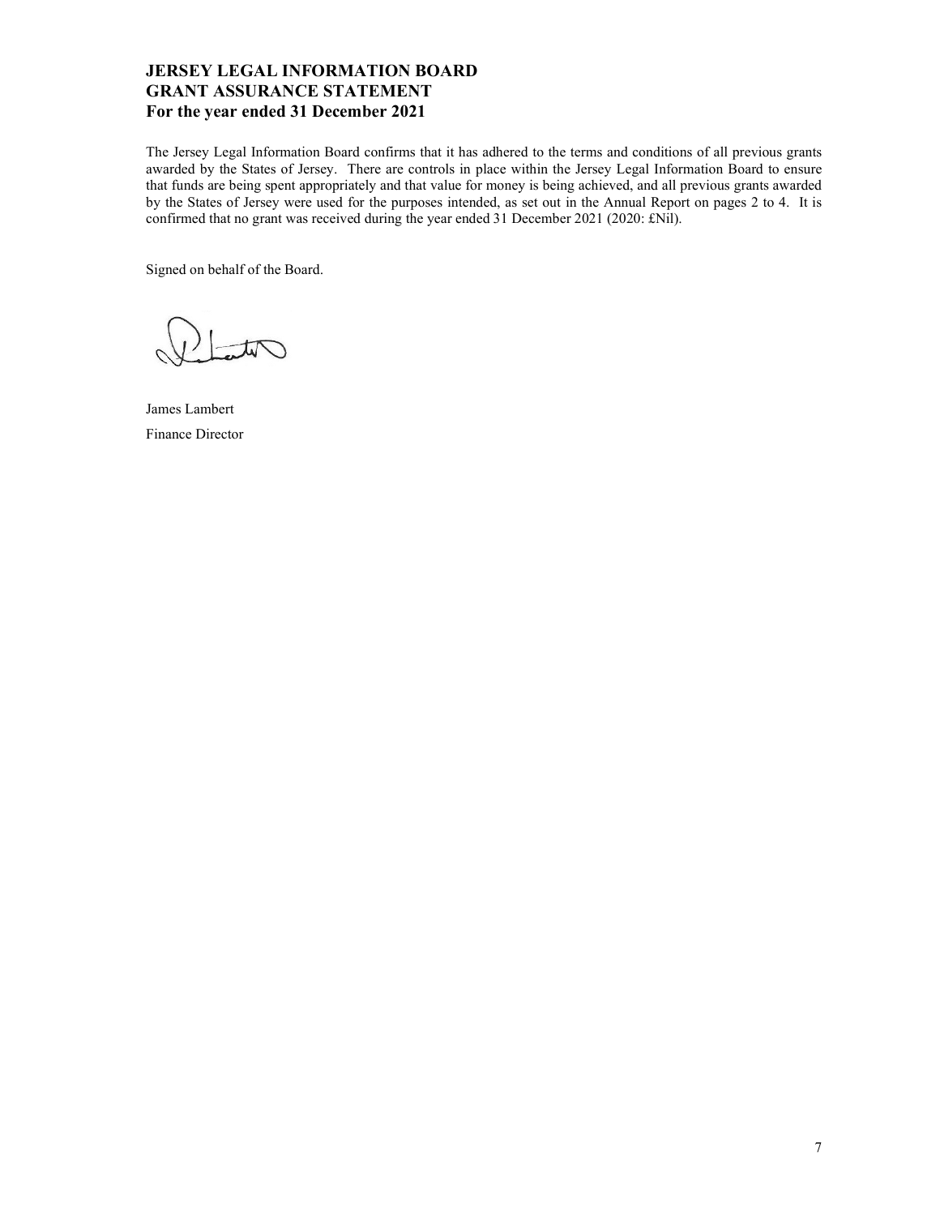# JERSEY LEGAL INFORMATION BOARD
# GRANT ASSURANCE STATEMENT
# For the year ended 31 December 2021

The Jersey Legal Information Board confirms that it has adhered to the terms and conditions of all previous grants awarded by the States of Jersey. There are controls in place within the Jersey Legal Information Board to ensure that funds are being spent appropriately and that value for money is being achieved, and all previous grants awarded by the States of Jersey were used for the purposes intended, as set out in the Annual Report on pages 2 to 4. It is confirmed that no grant was received during the year ended 31 December 2021 (2020: £Nil).

Signed on behalf of the Board.

James Lambert

Finance Director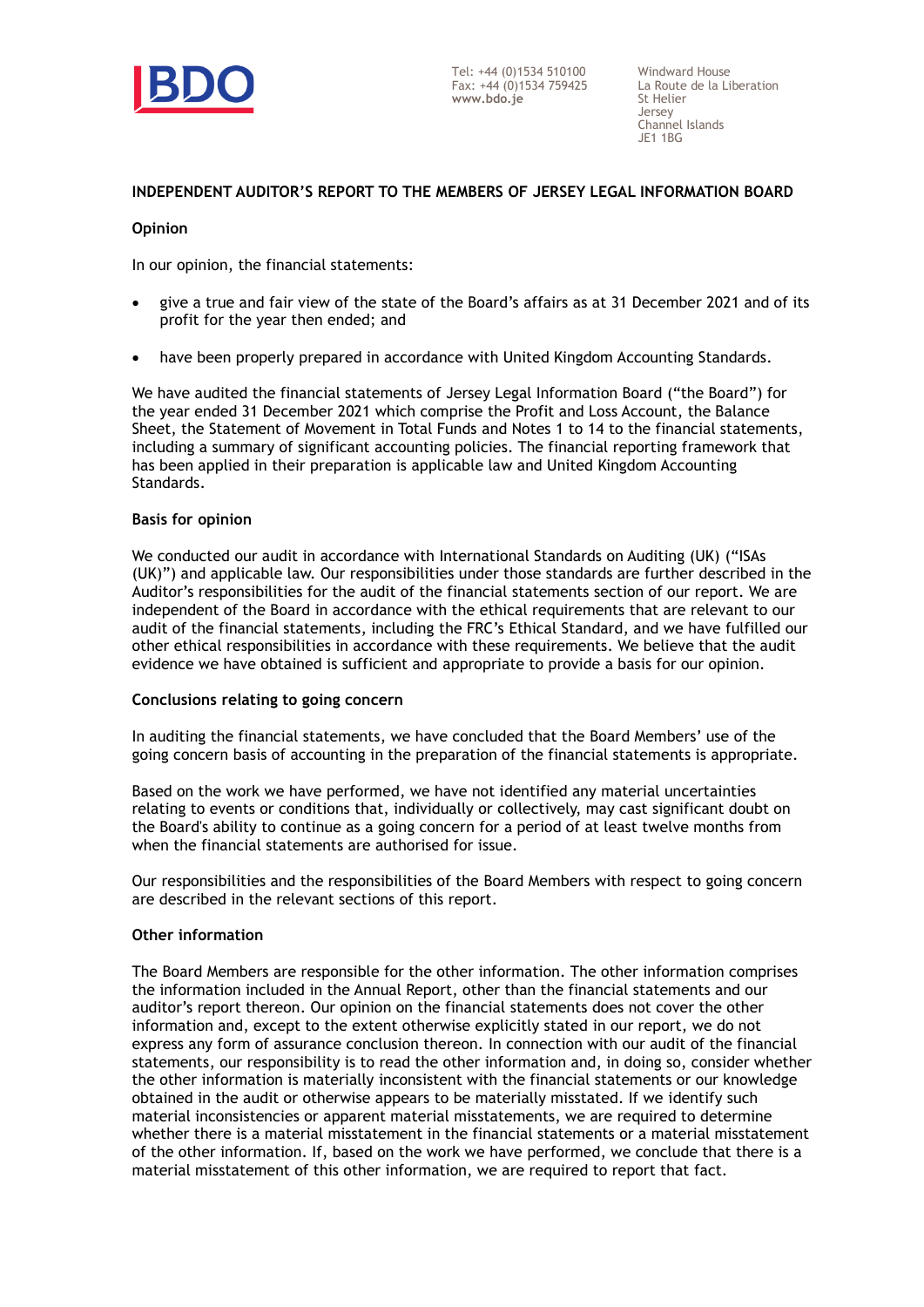BDO

Tel: +44 (0)1534 510100
Fax: +44 (0)1534 759425
**www.bdo.je**

Windward House
La Route de la Liberation
St Helier
Jersey
Channel Islands
JE1 1BG

## INDEPENDENT AUDITOR'S REPORT TO THE MEMBERS OF JERSEY LEGAL INFORMATION BOARD

### Opinion

In our opinion, the financial statements:

- give a true and fair view of the state of the Board's affairs as at 31 December 2021 and of its profit for the year then ended; and
- have been properly prepared in accordance with United Kingdom Accounting Standards.

We have audited the financial statements of Jersey Legal Information Board ("the Board") for the year ended 31 December 2021 which comprise the Profit and Loss Account, the Balance Sheet, the Statement of Movement in Total Funds and Notes 1 to 14 to the financial statements, including a summary of significant accounting policies. The financial reporting framework that has been applied in their preparation is applicable law and United Kingdom Accounting Standards.

### Basis for opinion

We conducted our audit in accordance with International Standards on Auditing (UK) ("ISAs (UK)") and applicable law. Our responsibilities under those standards are further described in the Auditor's responsibilities for the audit of the financial statements section of our report. We are independent of the Board in accordance with the ethical requirements that are relevant to our audit of the financial statements, including the FRC's Ethical Standard, and we have fulfilled our other ethical responsibilities in accordance with these requirements. We believe that the audit evidence we have obtained is sufficient and appropriate to provide a basis for our opinion.

### Conclusions relating to going concern

In auditing the financial statements, we have concluded that the Board Members' use of the going concern basis of accounting in the preparation of the financial statements is appropriate.

Based on the work we have performed, we have not identified any material uncertainties relating to events or conditions that, individually or collectively, may cast significant doubt on the Board's ability to continue as a going concern for a period of at least twelve months from when the financial statements are authorised for issue.

Our responsibilities and the responsibilities of the Board Members with respect to going concern are described in the relevant sections of this report.

### Other information

The Board Members are responsible for the other information. The other information comprises the information included in the Annual Report, other than the financial statements and our auditor's report thereon. Our opinion on the financial statements does not cover the other information and, except to the extent otherwise explicitly stated in our report, we do not express any form of assurance conclusion thereon. In connection with our audit of the financial statements, our responsibility is to read the other information and, in doing so, consider whether the other information is materially inconsistent with the financial statements or our knowledge obtained in the audit or otherwise appears to be materially misstated. If we identify such material inconsistencies or apparent material misstatements, we are required to determine whether there is a material misstatement in the financial statements or a material misstatement of the other information. If, based on the work we have performed, we conclude that there is a material misstatement of this other information, we are required to report that fact.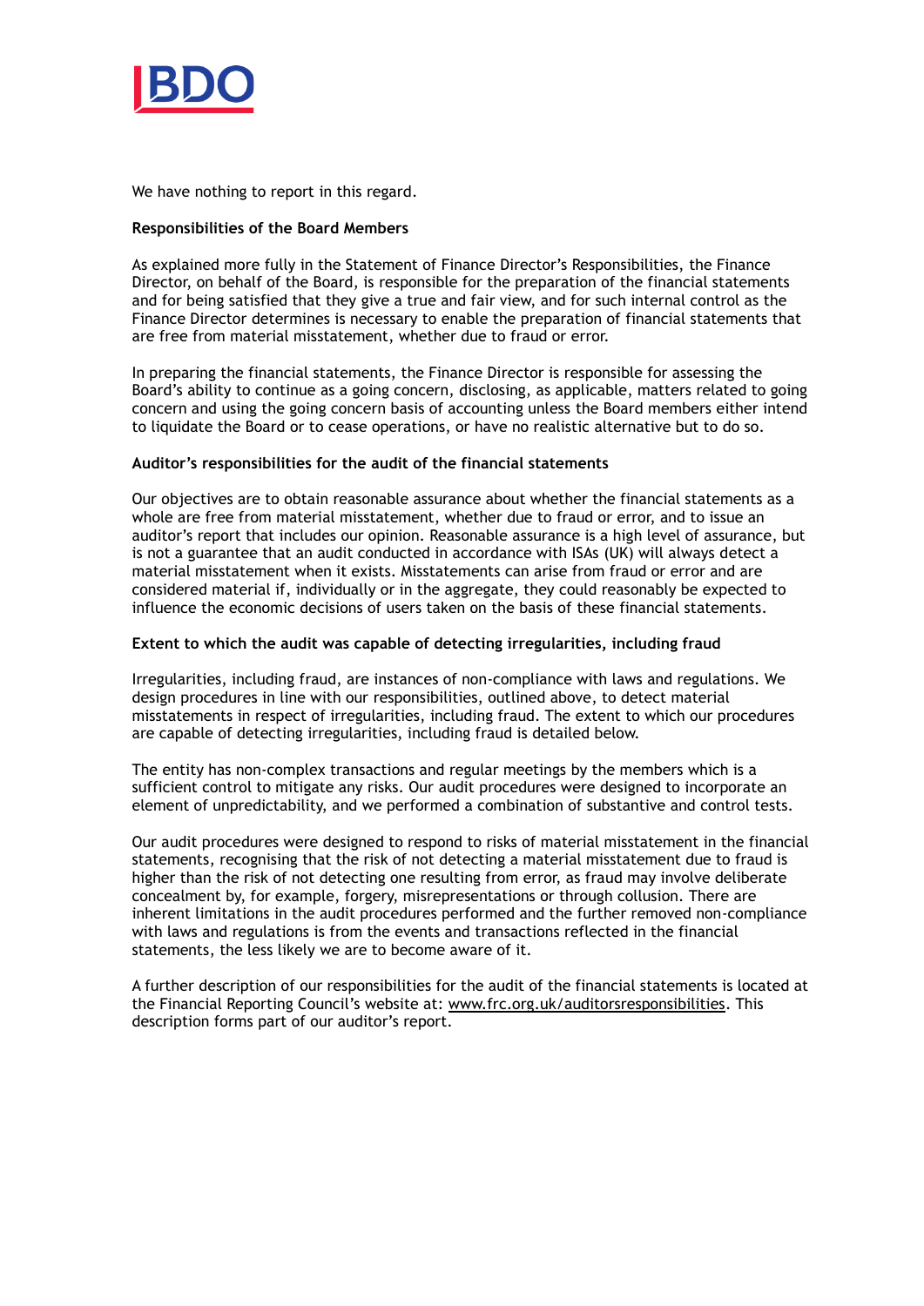We have nothing to report in this regard.

**Responsibilities of the Board Members**

As explained more fully in the Statement of Finance Director's Responsibilities, the Finance Director, on behalf of the Board, is responsible for the preparation of the financial statements and for being satisfied that they give a true and fair view, and for such internal control as the Finance Director determines is necessary to enable the preparation of financial statements that are free from material misstatement, whether due to fraud or error.

In preparing the financial statements, the Finance Director is responsible for assessing the Board's ability to continue as a going concern, disclosing, as applicable, matters related to going concern and using the going concern basis of accounting unless the Board members either intend to liquidate the Board or to cease operations, or have no realistic alternative but to do so.

**Auditor's responsibilities for the audit of the financial statements**

Our objectives are to obtain reasonable assurance about whether the financial statements as a whole are free from material misstatement, whether due to fraud or error, and to issue an auditor's report that includes our opinion. Reasonable assurance is a high level of assurance, but is not a guarantee that an audit conducted in accordance with ISAs (UK) will always detect a material misstatement when it exists. Misstatements can arise from fraud or error and are considered material if, individually or in the aggregate, they could reasonably be expected to influence the economic decisions of users taken on the basis of these financial statements.

**Extent to which the audit was capable of detecting irregularities, including fraud**

Irregularities, including fraud, are instances of non-compliance with laws and regulations. We design procedures in line with our responsibilities, outlined above, to detect material misstatements in respect of irregularities, including fraud. The extent to which our procedures are capable of detecting irregularities, including fraud is detailed below.

The entity has non-complex transactions and regular meetings by the members which is a sufficient control to mitigate any risks. Our audit procedures were designed to incorporate an element of unpredictability, and we performed a combination of substantive and control tests.

Our audit procedures were designed to respond to risks of material misstatement in the financial statements, recognising that the risk of not detecting a material misstatement due to fraud is higher than the risk of not detecting one resulting from error, as fraud may involve deliberate concealment by, for example, forgery, misrepresentations or through collusion. There are inherent limitations in the audit procedures performed and the further removed non-compliance with laws and regulations is from the events and transactions reflected in the financial statements, the less likely we are to become aware of it.

A further description of our responsibilities for the audit of the financial statements is located at the Financial Reporting Council's website at: www.frc.org.uk/auditorsresponsibilities. This description forms part of our auditor's report.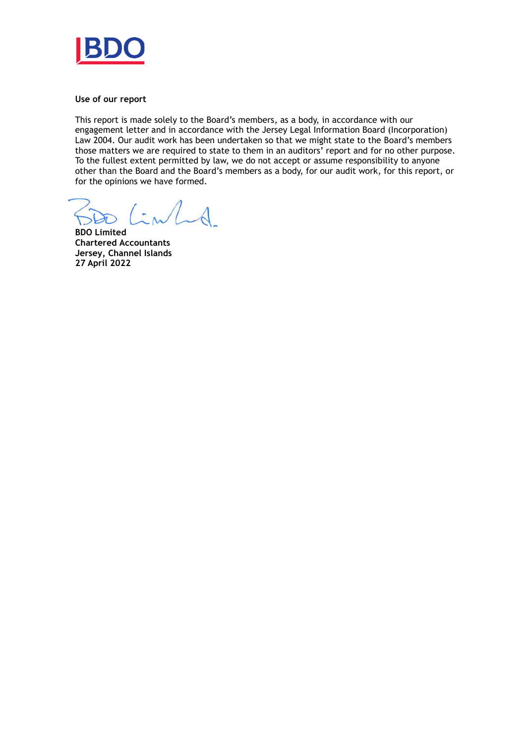**Use of our report**

This report is made solely to the Board's members, as a body, in accordance with our engagement letter and in accordance with the Jersey Legal Information Board (Incorporation) Law 2004. Our audit work has been undertaken so that we might state to the Board's members those matters we are required to state to them in an auditors' report and for no other purpose. To the fullest extent permitted by law, we do not accept or assume responsibility to anyone other than the Board and the Board's members as a body, for our audit work, for this report, or for the opinions we have formed.

**BDO Limited**
**Chartered Accountants**
**Jersey, Channel Islands**
**27 April 2022**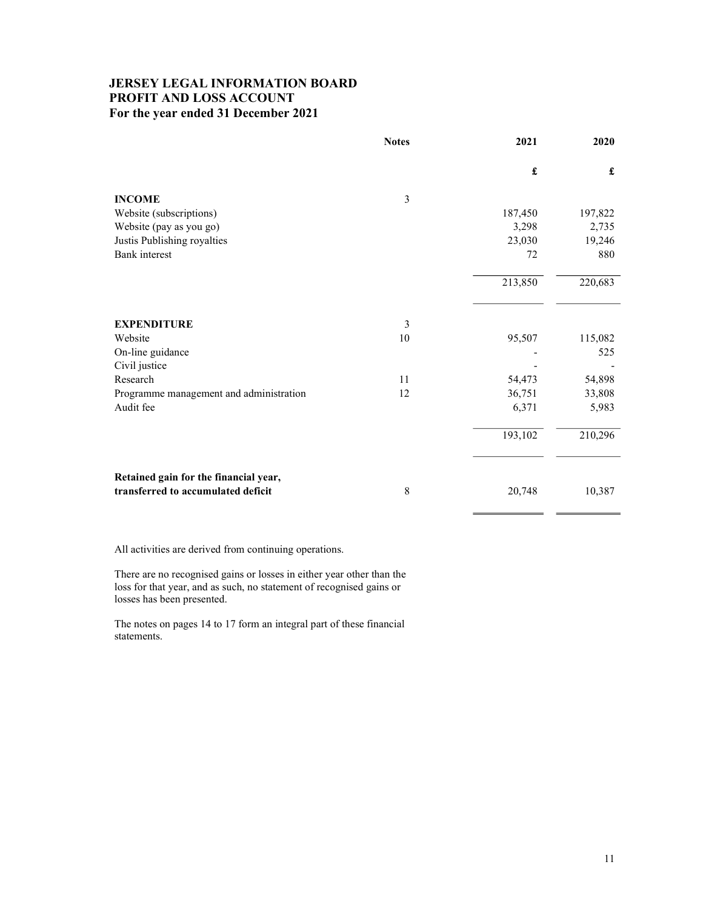# JERSEY LEGAL INFORMATION BOARD
## PROFIT AND LOSS ACCOUNT
### For the year ended 31 December 2021

| | Notes | 2021 | 2020 |
|---|---|---|---|
| | | £ | £ |
| **INCOME** | 3 | | |
| Website (subscriptions) | | 187,450 | 197,822 |
| Website (pay as you go) | | 3,298 | 2,735 |
| Justis Publishing royalties | | 23,030 | 19,246 |
| Bank interest | | 72 | 880 |
| | | 213,850 | 220,683 |
| **EXPENDITURE** | 3 | | |
| Website | 10 | 95,507 | 115,082 |
| On-line guidance | | - | 525 |
| Civil justice | | - | - |
| Research | 11 | 54,473 | 54,898 |
| Programme management and administration | 12 | 36,751 | 33,808 |
| Audit fee | | 6,371 | 5,983 |
| | | 193,102 | 210,296 |
| **Retained gain for the financial year, transferred to accumulated deficit** | 8 | 20,748 | 10,387 |

All activities are derived from continuing operations.

There are no recognised gains or losses in either year other than the loss for that year, and as such, no statement of recognised gains or losses has been presented.

The notes on pages 14 to 17 form an integral part of these financial statements.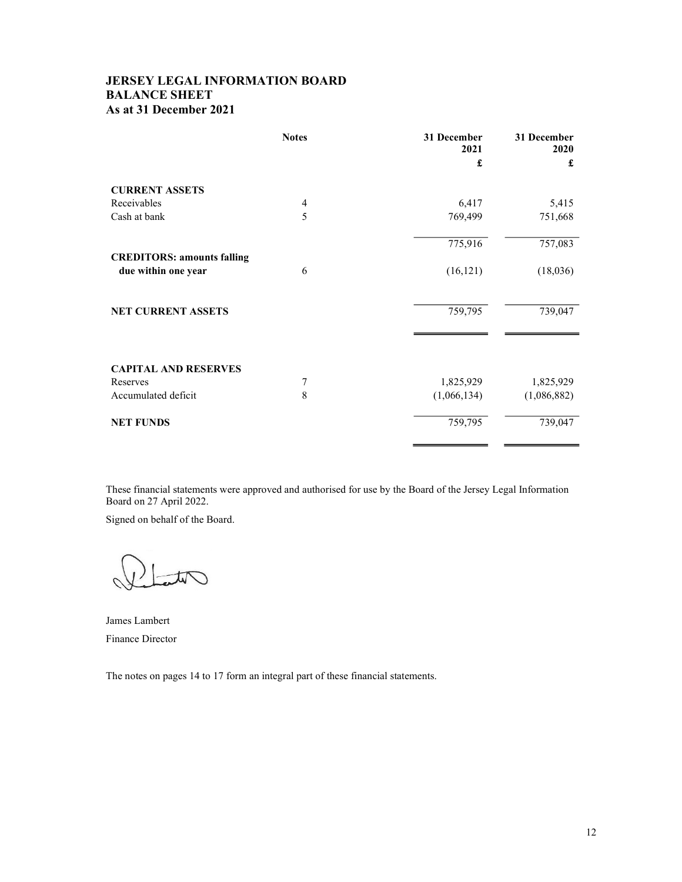# JERSEY LEGAL INFORMATION BOARD
## BALANCE SHEET
### As at 31 December 2021

| | Notes | 31 December 2021 £ | 31 December 2020 £ |
|---|---|---|---|
| **CURRENT ASSETS** | | | |
| Receivables | 4 | 6,417 | 5,415 |
| Cash at bank | 5 | 769,499 | 751,668 |
| | | 775,916 | 757,083 |
| **CREDITORS: amounts falling due within one year** | 6 | (16,121) | (18,036) |
| **NET CURRENT ASSETS** | | 759,795 | 739,047 |
| **CAPITAL AND RESERVES** | | | |
| Reserves | 7 | 1,825,929 | 1,825,929 |
| Accumulated deficit | 8 | (1,066,134) | (1,086,882) |
| **NET FUNDS** | | 759,795 | 739,047 |

These financial statements were approved and authorised for use by the Board of the Jersey Legal Information Board on 27 April 2022.

Signed on behalf of the Board.

James Lambert

Finance Director

The notes on pages 14 to 17 form an integral part of these financial statements.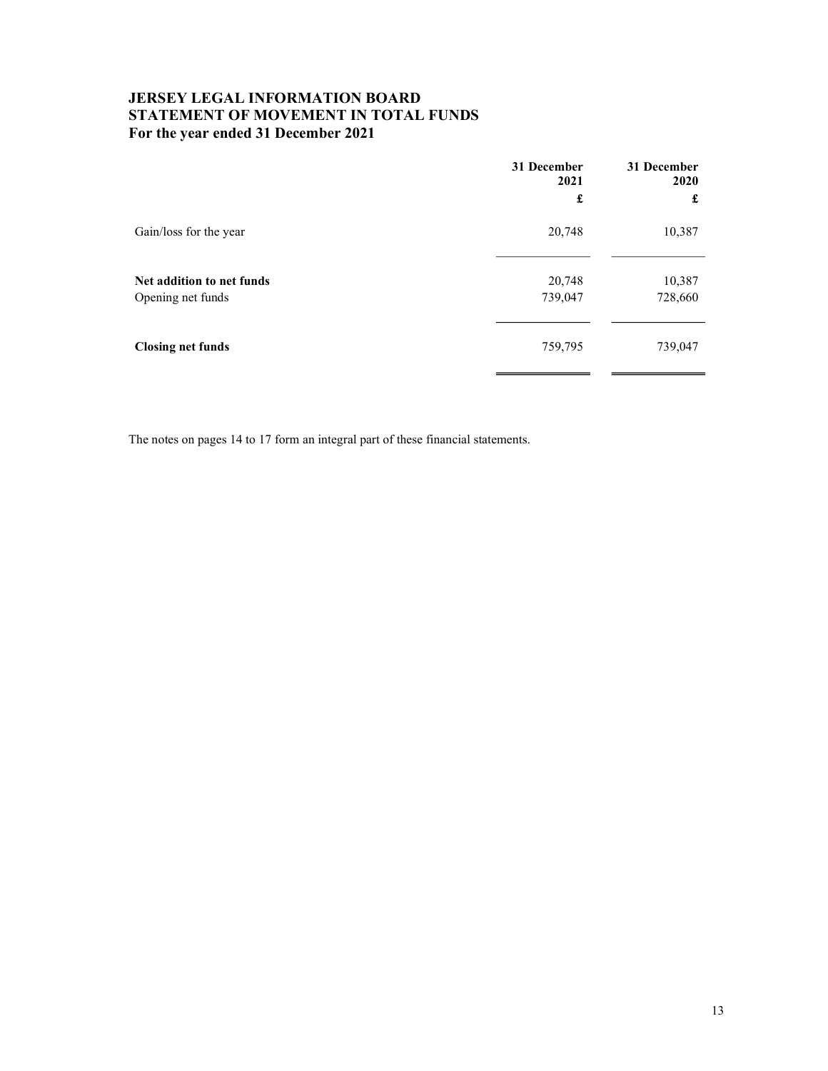# JERSEY LEGAL INFORMATION BOARD
## STATEMENT OF MOVEMENT IN TOTAL FUNDS
### For the year ended 31 December 2021

| | 31 December 2021 £ | 31 December 2020 £ |
|---|---:|---:|
| Gain/loss for the year | 20,748 | 10,387 |
| **Net addition to net funds** | 20,748 | 10,387 |
| Opening net funds | 739,047 | 728,660 |
| **Closing net funds** | 759,795 | 739,047 |

The notes on pages 14 to 17 form an integral part of these financial statements.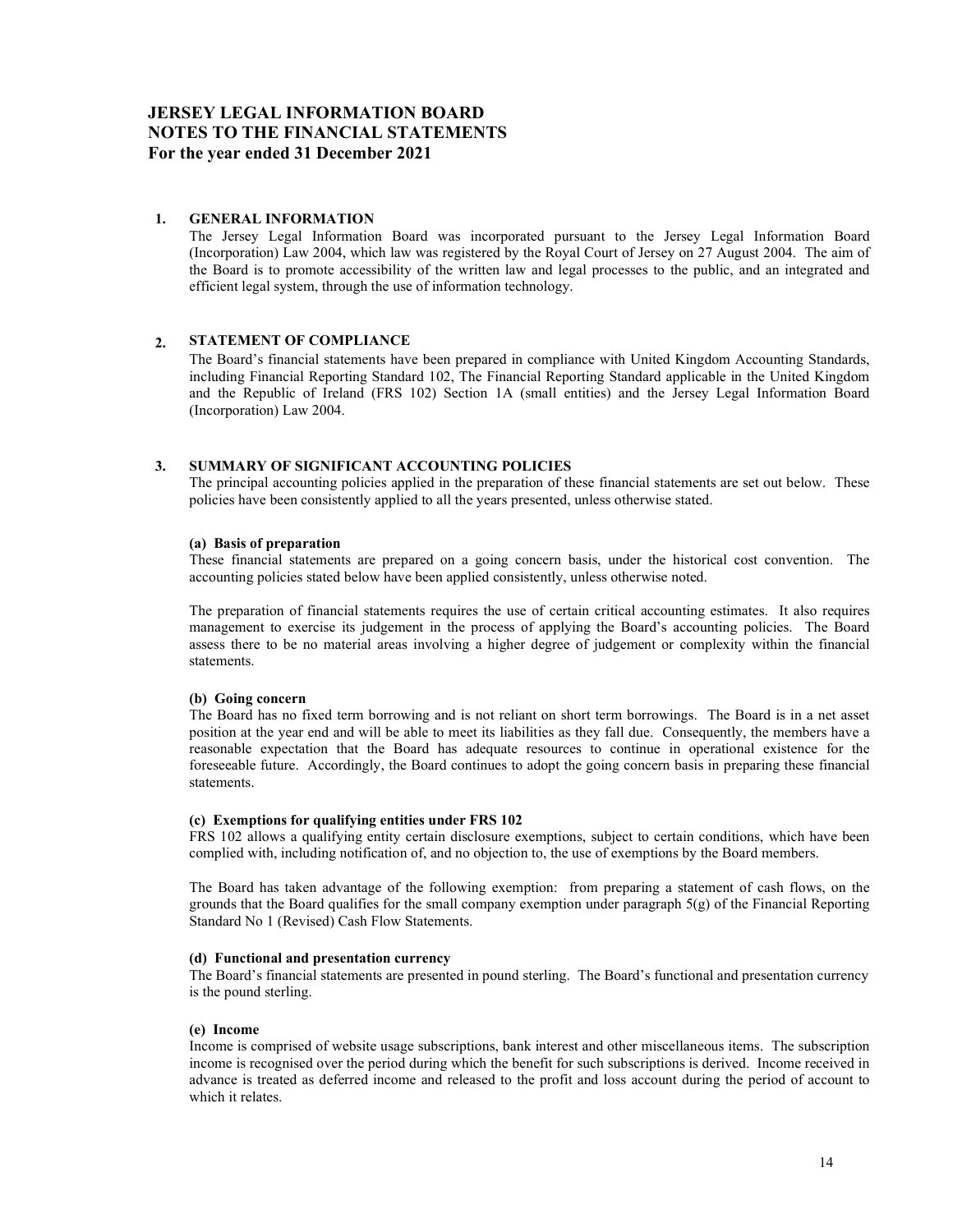# JERSEY LEGAL INFORMATION BOARD
# NOTES TO THE FINANCIAL STATEMENTS
## For the year ended 31 December 2021

### 1. GENERAL INFORMATION

The Jersey Legal Information Board was incorporated pursuant to the Jersey Legal Information Board (Incorporation) Law 2004, which law was registered by the Royal Court of Jersey on 27 August 2004. The aim of the Board is to promote accessibility of the written law and legal processes to the public, and an integrated and efficient legal system, through the use of information technology.

### 2. STATEMENT OF COMPLIANCE

The Board's financial statements have been prepared in compliance with United Kingdom Accounting Standards, including Financial Reporting Standard 102, The Financial Reporting Standard applicable in the United Kingdom and the Republic of Ireland (FRS 102) Section 1A (small entities) and the Jersey Legal Information Board (Incorporation) Law 2004.

### 3. SUMMARY OF SIGNIFICANT ACCOUNTING POLICIES

The principal accounting policies applied in the preparation of these financial statements are set out below. These policies have been consistently applied to all the years presented, unless otherwise stated.

#### (a) Basis of preparation

These financial statements are prepared on a going concern basis, under the historical cost convention. The accounting policies stated below have been applied consistently, unless otherwise noted.

The preparation of financial statements requires the use of certain critical accounting estimates. It also requires management to exercise its judgement in the process of applying the Board's accounting policies. The Board assess there to be no material areas involving a higher degree of judgement or complexity within the financial statements.

#### (b) Going concern

The Board has no fixed term borrowing and is not reliant on short term borrowings. The Board is in a net asset position at the year end and will be able to meet its liabilities as they fall due. Consequently, the members have a reasonable expectation that the Board has adequate resources to continue in operational existence for the foreseeable future. Accordingly, the Board continues to adopt the going concern basis in preparing these financial statements.

#### (c) Exemptions for qualifying entities under FRS 102

FRS 102 allows a qualifying entity certain disclosure exemptions, subject to certain conditions, which have been complied with, including notification of, and no objection to, the use of exemptions by the Board members.

The Board has taken advantage of the following exemption: from preparing a statement of cash flows, on the grounds that the Board qualifies for the small company exemption under paragraph 5(g) of the Financial Reporting Standard No 1 (Revised) Cash Flow Statements.

#### (d) Functional and presentation currency

The Board's financial statements are presented in pound sterling. The Board's functional and presentation currency is the pound sterling.

#### (e) Income

Income is comprised of website usage subscriptions, bank interest and other miscellaneous items. The subscription income is recognised over the period during which the benefit for such subscriptions is derived. Income received in advance is treated as deferred income and released to the profit and loss account during the period of account to which it relates.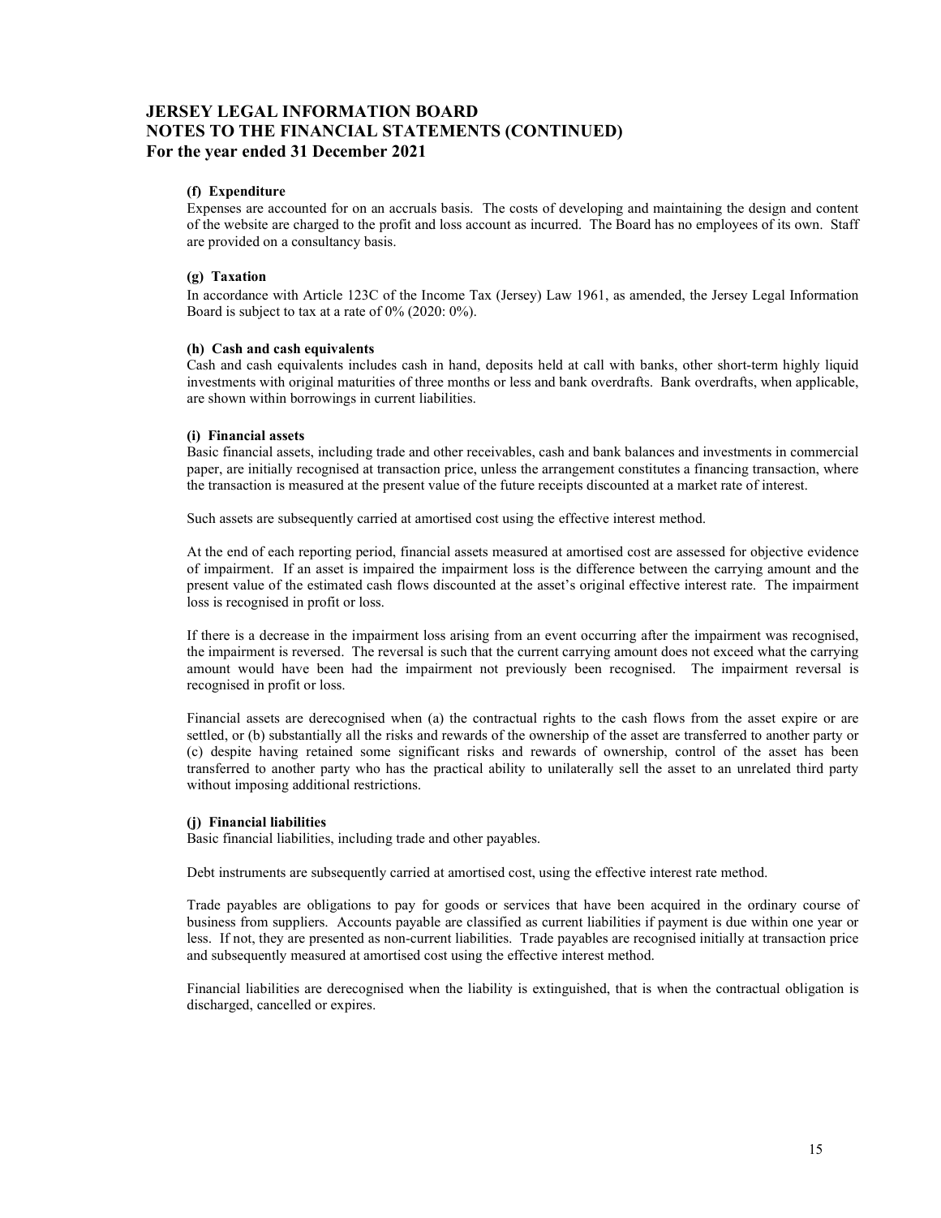# JERSEY LEGAL INFORMATION BOARD
# NOTES TO THE FINANCIAL STATEMENTS (CONTINUED)
## For the year ended 31 December 2021

### (f) Expenditure

Expenses are accounted for on an accruals basis. The costs of developing and maintaining the design and content of the website are charged to the profit and loss account as incurred. The Board has no employees of its own. Staff are provided on a consultancy basis.

### (g) Taxation

In accordance with Article 123C of the Income Tax (Jersey) Law 1961, as amended, the Jersey Legal Information Board is subject to tax at a rate of 0% (2020: 0%).

### (h) Cash and cash equivalents

Cash and cash equivalents includes cash in hand, deposits held at call with banks, other short-term highly liquid investments with original maturities of three months or less and bank overdrafts. Bank overdrafts, when applicable, are shown within borrowings in current liabilities.

### (i) Financial assets

Basic financial assets, including trade and other receivables, cash and bank balances and investments in commercial paper, are initially recognised at transaction price, unless the arrangement constitutes a financing transaction, where the transaction is measured at the present value of the future receipts discounted at a market rate of interest.

Such assets are subsequently carried at amortised cost using the effective interest method.

At the end of each reporting period, financial assets measured at amortised cost are assessed for objective evidence of impairment. If an asset is impaired the impairment loss is the difference between the carrying amount and the present value of the estimated cash flows discounted at the asset's original effective interest rate. The impairment loss is recognised in profit or loss.

If there is a decrease in the impairment loss arising from an event occurring after the impairment was recognised, the impairment is reversed. The reversal is such that the current carrying amount does not exceed what the carrying amount would have been had the impairment not previously been recognised. The impairment reversal is recognised in profit or loss.

Financial assets are derecognised when (a) the contractual rights to the cash flows from the asset expire or are settled, or (b) substantially all the risks and rewards of the ownership of the asset are transferred to another party or (c) despite having retained some significant risks and rewards of ownership, control of the asset has been transferred to another party who has the practical ability to unilaterally sell the asset to an unrelated third party without imposing additional restrictions.

### (j) Financial liabilities

Basic financial liabilities, including trade and other payables.

Debt instruments are subsequently carried at amortised cost, using the effective interest rate method.

Trade payables are obligations to pay for goods or services that have been acquired in the ordinary course of business from suppliers. Accounts payable are classified as current liabilities if payment is due within one year or less. If not, they are presented as non-current liabilities. Trade payables are recognised initially at transaction price and subsequently measured at amortised cost using the effective interest method.

Financial liabilities are derecognised when the liability is extinguished, that is when the contractual obligation is discharged, cancelled or expires.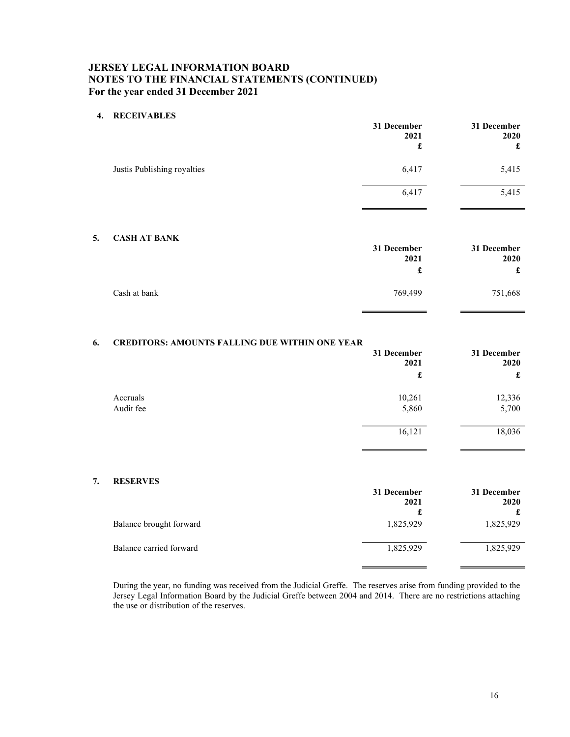# JERSEY LEGAL INFORMATION BOARD
## NOTES TO THE FINANCIAL STATEMENTS (CONTINUED)
### For the year ended 31 December 2021

**4. RECEIVABLES**

| | 31 December 2021 £ | 31 December 2020 £ |
|---|---|---|
| Justis Publishing royalties | 6,417 | 5,415 |
| | 6,417 | 5,415 |

**5. CASH AT BANK**

| | 31 December 2021 £ | 31 December 2020 £ |
|---|---|---|
| Cash at bank | 769,499 | 751,668 |

**6. CREDITORS: AMOUNTS FALLING DUE WITHIN ONE YEAR**

| | 31 December 2021 £ | 31 December 2020 £ |
|---|---|---|
| Accruals | 10,261 | 12,336 |
| Audit fee | 5,860 | 5,700 |
| | 16,121 | 18,036 |

**7. RESERVES**

| | 31 December 2021 £ | 31 December 2020 £ |
|---|---|---|
| Balance brought forward | 1,825,929 | 1,825,929 |
| Balance carried forward | 1,825,929 | 1,825,929 |

During the year, no funding was received from the Judicial Greffe. The reserves arise from funding provided to the Jersey Legal Information Board by the Judicial Greffe between 2004 and 2014. There are no restrictions attaching the use or distribution of the reserves.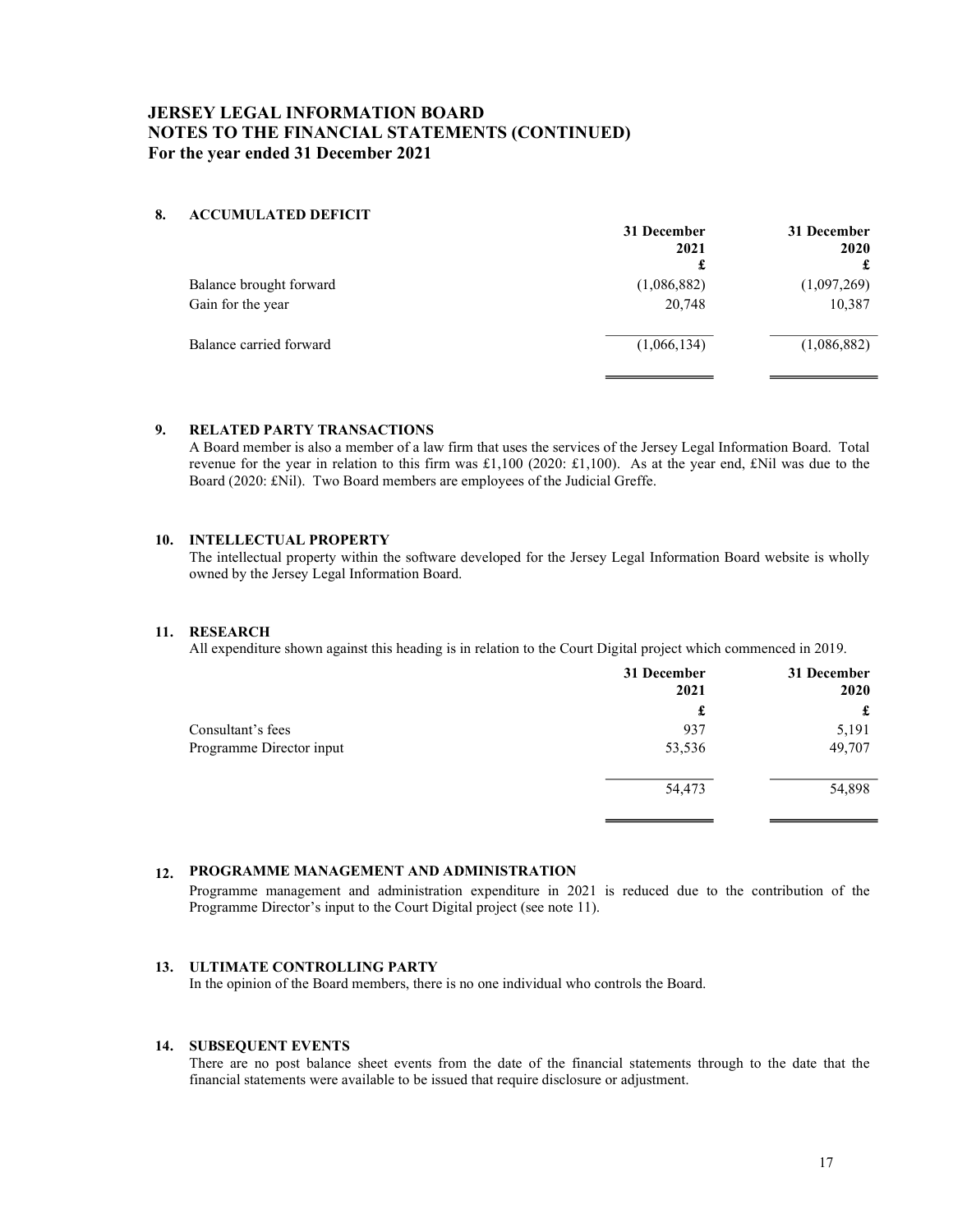# JERSEY LEGAL INFORMATION BOARD
# NOTES TO THE FINANCIAL STATEMENTS (CONTINUED)
## For the year ended 31 December 2021

### 8. ACCUMULATED DEFICIT

| | 31 December 2021 £ | 31 December 2020 £ |
|---|---|---|
| Balance brought forward | (1,086,882) | (1,097,269) |
| Gain for the year | 20,748 | 10,387 |
| Balance carried forward | (1,066,134) | (1,086,882) |

### 9. RELATED PARTY TRANSACTIONS

A Board member is also a member of a law firm that uses the services of the Jersey Legal Information Board. Total revenue for the year in relation to this firm was £1,100 (2020: £1,100). As at the year end, £Nil was due to the Board (2020: £Nil). Two Board members are employees of the Judicial Greffe.

### 10. INTELLECTUAL PROPERTY

The intellectual property within the software developed for the Jersey Legal Information Board website is wholly owned by the Jersey Legal Information Board.

### 11. RESEARCH

All expenditure shown against this heading is in relation to the Court Digital project which commenced in 2019.

| | 31 December 2021 £ | 31 December 2020 £ |
|---|---|---|
| Consultant's fees | 937 | 5,191 |
| Programme Director input | 53,536 | 49,707 |
| | 54,473 | 54,898 |

### 12. PROGRAMME MANAGEMENT AND ADMINISTRATION

Programme management and administration expenditure in 2021 is reduced due to the contribution of the Programme Director's input to the Court Digital project (see note 11).

### 13. ULTIMATE CONTROLLING PARTY

In the opinion of the Board members, there is no one individual who controls the Board.

### 14. SUBSEQUENT EVENTS

There are no post balance sheet events from the date of the financial statements through to the date that the financial statements were available to be issued that require disclosure or adjustment.